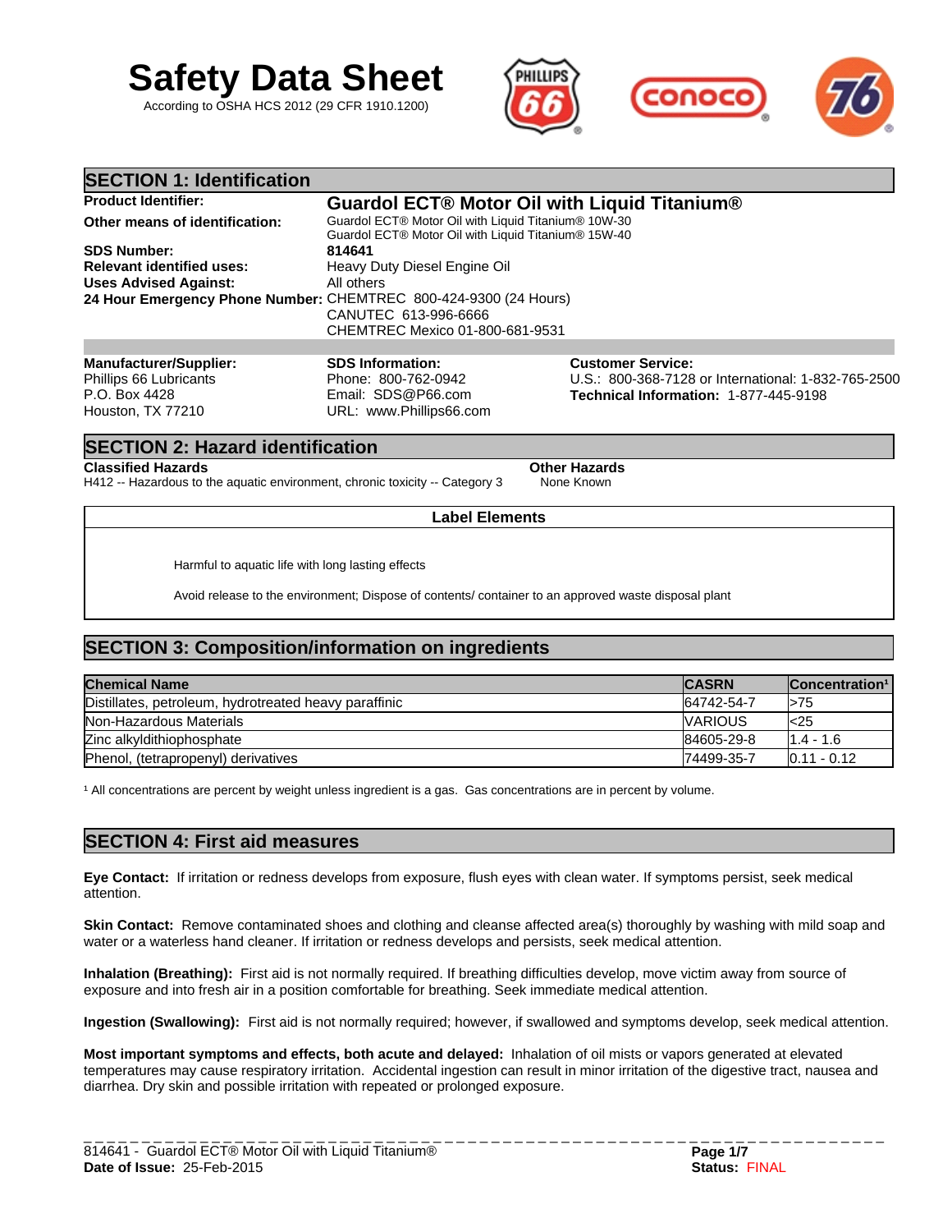# Safety Data Sheet

According to OSHA HCS 2012 (29 CFR 1910.1200)

## SECTION 1: Identification

**Product Identifier:** **Guardol ECT® Motor Oil with Liquid Titanium®**

**Other means of identification:** Guardol ECT® Motor Oil with Liquid Titanium® 10W-30
Guardol ECT® Motor Oil with Liquid Titanium® 15W-40

**SDS Number:** **814641**

**Relevant identified uses:** Heavy Duty Diesel Engine Oil

**Uses Advised Against:** All others

**24 Hour Emergency Phone Number:** CHEMTREC 800-424-9300 (24 Hours)
CANUTEC 613-996-6666
CHEMTREC Mexico 01-800-681-9531

**Manufacturer/Supplier:**
Phillips 66 Lubricants
P.O. Box 4428
Houston, TX 77210

**SDS Information:**
Phone: 800-762-0942
Email: SDS@P66.com
URL: www.Phillips66.com

**Customer Service:**
U.S.: 800-368-7128 or International: 1-832-765-2500
**Technical Information:** 1-877-445-9198

## SECTION 2: Hazard identification

**Classified Hazards**
H412 -- Hazardous to the aquatic environment, chronic toxicity -- Category 3

**Other Hazards**
None Known

**Label Elements**

Harmful to aquatic life with long lasting effects

Avoid release to the environment; Dispose of contents/ container to an approved waste disposal plant

## SECTION 3: Composition/information on ingredients

| Chemical Name | CASRN | Concentration[1] |
|---|---|---|
| Distillates, petroleum, hydrotreated heavy paraffinic | 64742-54-7 | >75 |
| Non-Hazardous Materials | VARIOUS | <25 |
| Zinc alkyldithiophosphate | 84605-29-8 | 1.4 - 1.6 |
| Phenol, (tetrapropenyl) derivatives | 74499-35-7 | 0.11 - 0.12 |

[1] All concentrations are percent by weight unless ingredient is a gas. Gas concentrations are in percent by volume.

## SECTION 4: First aid measures

**Eye Contact:** If irritation or redness develops from exposure, flush eyes with clean water. If symptoms persist, seek medical attention.

**Skin Contact:** Remove contaminated shoes and clothing and cleanse affected area(s) thoroughly by washing with mild soap and water or a waterless hand cleaner. If irritation or redness develops and persists, seek medical attention.

**Inhalation (Breathing):** First aid is not normally required. If breathing difficulties develop, move victim away from source of exposure and into fresh air in a position comfortable for breathing. Seek immediate medical attention.

**Ingestion (Swallowing):** First aid is not normally required; however, if swallowed and symptoms develop, seek medical attention.

**Most important symptoms and effects, both acute and delayed:** Inhalation of oil mists or vapors generated at elevated temperatures may cause respiratory irritation. Accidental ingestion can result in minor irritation of the digestive tract, nausea and diarrhea. Dry skin and possible irritation with repeated or prolonged exposure.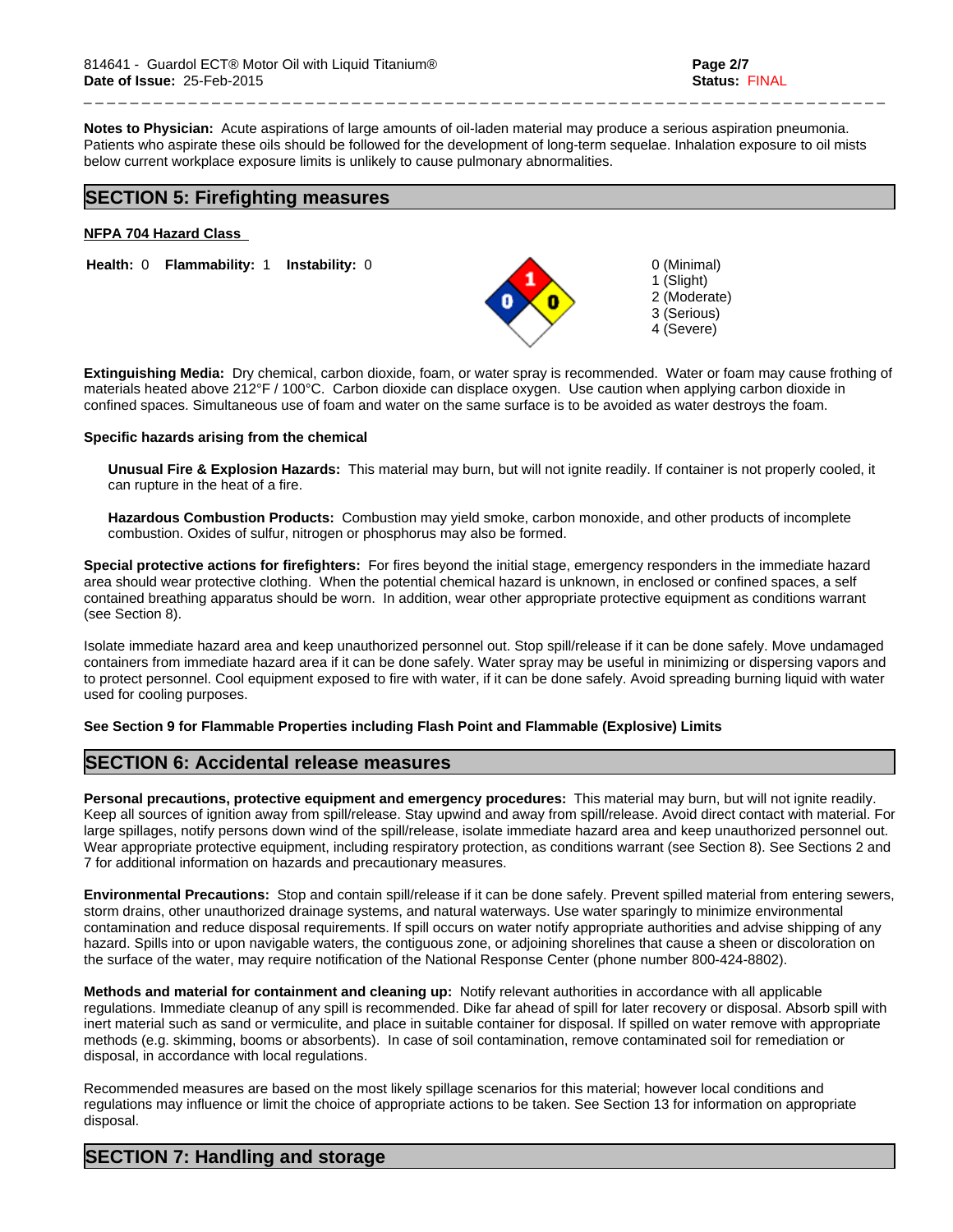**Notes to Physician:** Acute aspirations of large amounts of oil-laden material may produce a serious aspiration pneumonia. Patients who aspirate these oils should be followed for the development of long-term sequelae. Inhalation exposure to oil mists below current workplace exposure limits is unlikely to cause pulmonary abnormalities.

## SECTION 5: Firefighting measures

**NFPA 704 Hazard Class**

**Health:** 0 **Flammability:** 1 **Instability:** 0

0 (Minimal)
1 (Slight)
2 (Moderate)
3 (Serious)
4 (Severe)

**Extinguishing Media:** Dry chemical, carbon dioxide, foam, or water spray is recommended. Water or foam may cause frothing of materials heated above 212°F / 100°C. Carbon dioxide can displace oxygen. Use caution when applying carbon dioxide in confined spaces. Simultaneous use of foam and water on the same surface is to be avoided as water destroys the foam.

**Specific hazards arising from the chemical**

**Unusual Fire & Explosion Hazards:** This material may burn, but will not ignite readily. If container is not properly cooled, it can rupture in the heat of a fire.

**Hazardous Combustion Products:** Combustion may yield smoke, carbon monoxide, and other products of incomplete combustion. Oxides of sulfur, nitrogen or phosphorus may also be formed.

**Special protective actions for firefighters:** For fires beyond the initial stage, emergency responders in the immediate hazard area should wear protective clothing. When the potential chemical hazard is unknown, in enclosed or confined spaces, a self contained breathing apparatus should be worn. In addition, wear other appropriate protective equipment as conditions warrant (see Section 8).

Isolate immediate hazard area and keep unauthorized personnel out. Stop spill/release if it can be done safely. Move undamaged containers from immediate hazard area if it can be done safely. Water spray may be useful in minimizing or dispersing vapors and to protect personnel. Cool equipment exposed to fire with water, if it can be done safely. Avoid spreading burning liquid with water used for cooling purposes.

**See Section 9 for Flammable Properties including Flash Point and Flammable (Explosive) Limits**

## SECTION 6: Accidental release measures

**Personal precautions, protective equipment and emergency procedures:** This material may burn, but will not ignite readily. Keep all sources of ignition away from spill/release. Stay upwind and away from spill/release. Avoid direct contact with material. For large spillages, notify persons down wind of the spill/release, isolate immediate hazard area and keep unauthorized personnel out. Wear appropriate protective equipment, including respiratory protection, as conditions warrant (see Section 8). See Sections 2 and 7 for additional information on hazards and precautionary measures.

**Environmental Precautions:** Stop and contain spill/release if it can be done safely. Prevent spilled material from entering sewers, storm drains, other unauthorized drainage systems, and natural waterways. Use water sparingly to minimize environmental contamination and reduce disposal requirements. If spill occurs on water notify appropriate authorities and advise shipping of any hazard. Spills into or upon navigable waters, the contiguous zone, or adjoining shorelines that cause a sheen or discoloration on the surface of the water, may require notification of the National Response Center (phone number 800-424-8802).

**Methods and material for containment and cleaning up:** Notify relevant authorities in accordance with all applicable regulations. Immediate cleanup of any spill is recommended. Dike far ahead of spill for later recovery or disposal. Absorb spill with inert material such as sand or vermiculite, and place in suitable container for disposal. If spilled on water remove with appropriate methods (e.g. skimming, booms or absorbents). In case of soil contamination, remove contaminated soil for remediation or disposal, in accordance with local regulations.

Recommended measures are based on the most likely spillage scenarios for this material; however local conditions and regulations may influence or limit the choice of appropriate actions to be taken. See Section 13 for information on appropriate disposal.

## SECTION 7: Handling and storage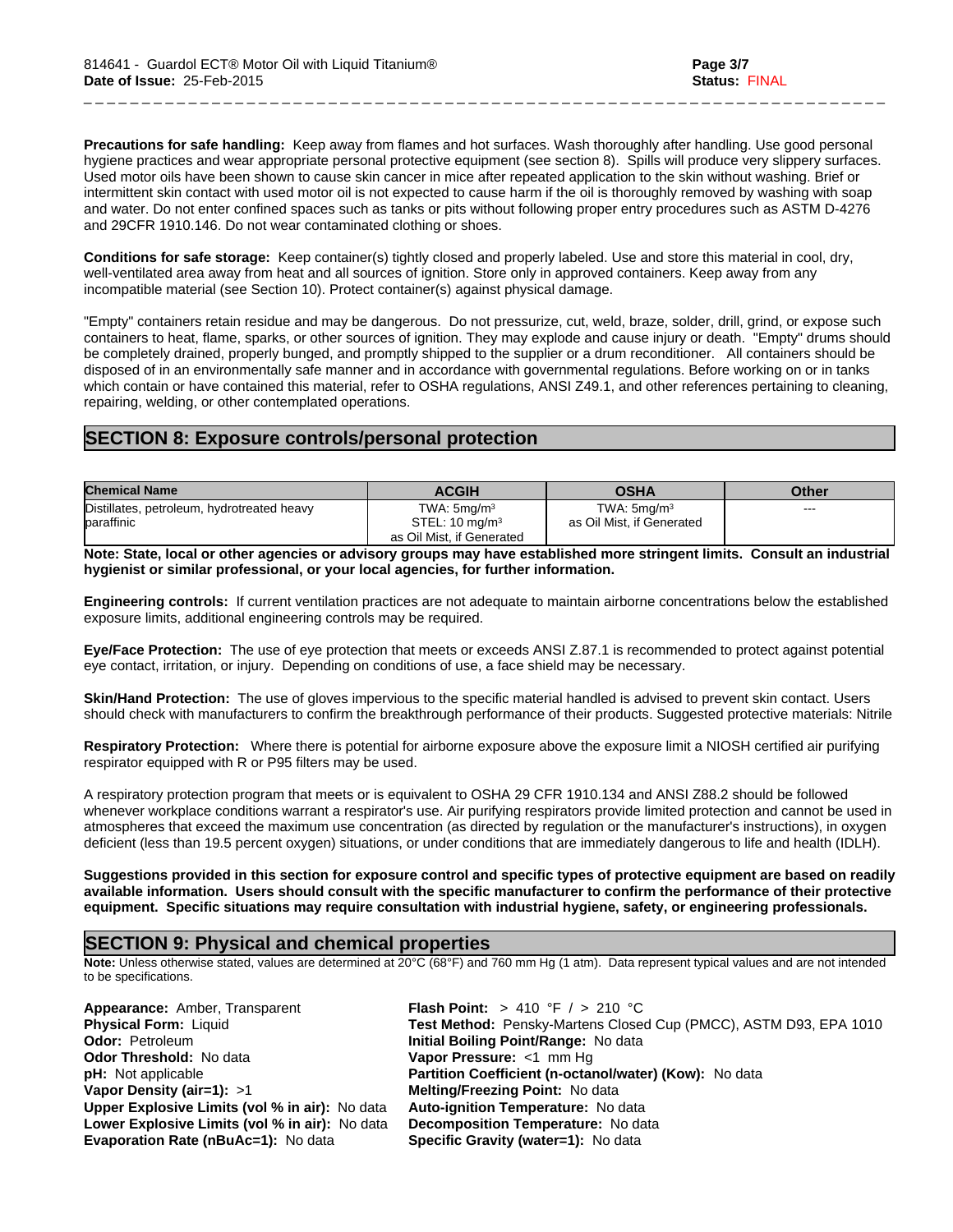**Precautions for safe handling:** Keep away from flames and hot surfaces. Wash thoroughly after handling. Use good personal hygiene practices and wear appropriate personal protective equipment (see section 8). Spills will produce very slippery surfaces. Used motor oils have been shown to cause skin cancer in mice after repeated application to the skin without washing. Brief or intermittent skin contact with used motor oil is not expected to cause harm if the oil is thoroughly removed by washing with soap and water. Do not enter confined spaces such as tanks or pits without following proper entry procedures such as ASTM D-4276 and 29CFR 1910.146. Do not wear contaminated clothing or shoes.

**Conditions for safe storage:** Keep container(s) tightly closed and properly labeled. Use and store this material in cool, dry, well-ventilated area away from heat and all sources of ignition. Store only in approved containers. Keep away from any incompatible material (see Section 10). Protect container(s) against physical damage.

"Empty" containers retain residue and may be dangerous. Do not pressurize, cut, weld, braze, solder, drill, grind, or expose such containers to heat, flame, sparks, or other sources of ignition. They may explode and cause injury or death. "Empty" drums should be completely drained, properly bunged, and promptly shipped to the supplier or a drum reconditioner. All containers should be disposed of in an environmentally safe manner and in accordance with governmental regulations. Before working on or in tanks which contain or have contained this material, refer to OSHA regulations, ANSI Z49.1, and other references pertaining to cleaning, repairing, welding, or other contemplated operations.

## SECTION 8: Exposure controls/personal protection

| Chemical Name | ACGIH | OSHA | Other |
|---|---|---|---|
| Distillates, petroleum, hydrotreated heavy paraffinic | TWA: 5mg/m³ STEL: 10 mg/m³ as Oil Mist, if Generated | TWA: 5mg/m³ as Oil Mist, if Generated | --- |

**Note: State, local or other agencies or advisory groups may have established more stringent limits. Consult an industrial hygienist or similar professional, or your local agencies, for further information.**

**Engineering controls:** If current ventilation practices are not adequate to maintain airborne concentrations below the established exposure limits, additional engineering controls may be required.

**Eye/Face Protection:** The use of eye protection that meets or exceeds ANSI Z.87.1 is recommended to protect against potential eye contact, irritation, or injury. Depending on conditions of use, a face shield may be necessary.

**Skin/Hand Protection:** The use of gloves impervious to the specific material handled is advised to prevent skin contact. Users should check with manufacturers to confirm the breakthrough performance of their products. Suggested protective materials: Nitrile

**Respiratory Protection:** Where there is potential for airborne exposure above the exposure limit a NIOSH certified air purifying respirator equipped with R or P95 filters may be used.

A respiratory protection program that meets or is equivalent to OSHA 29 CFR 1910.134 and ANSI Z88.2 should be followed whenever workplace conditions warrant a respirator's use. Air purifying respirators provide limited protection and cannot be used in atmospheres that exceed the maximum use concentration (as directed by regulation or the manufacturer's instructions), in oxygen deficient (less than 19.5 percent oxygen) situations, or under conditions that are immediately dangerous to life and health (IDLH).

**Suggestions provided in this section for exposure control and specific types of protective equipment are based on readily available information. Users should consult with the specific manufacturer to confirm the performance of their protective equipment. Specific situations may require consultation with industrial hygiene, safety, or engineering professionals.**

## SECTION 9: Physical and chemical properties

**Note:** Unless otherwise stated, values are determined at 20°C (68°F) and 760 mm Hg (1 atm). Data represent typical values and are not intended to be specifications.

**Appearance:** Amber, Transparent
**Physical Form:** Liquid
**Odor:** Petroleum
**Odor Threshold:** No data
**pH:** Not applicable
**Vapor Density (air=1):** >1
**Upper Explosive Limits (vol % in air):** No data
**Lower Explosive Limits (vol % in air):** No data
**Evaporation Rate (nBuAc=1):** No data

**Flash Point:** > 410 °F / > 210 °C
**Test Method:** Pensky-Martens Closed Cup (PMCC), ASTM D93, EPA 1010
**Initial Boiling Point/Range:** No data
**Vapor Pressure:** <1 mm Hg
**Partition Coefficient (n-octanol/water) (Kow):** No data
**Melting/Freezing Point:** No data
**Auto-ignition Temperature:** No data
**Decomposition Temperature:** No data
**Specific Gravity (water=1):** No data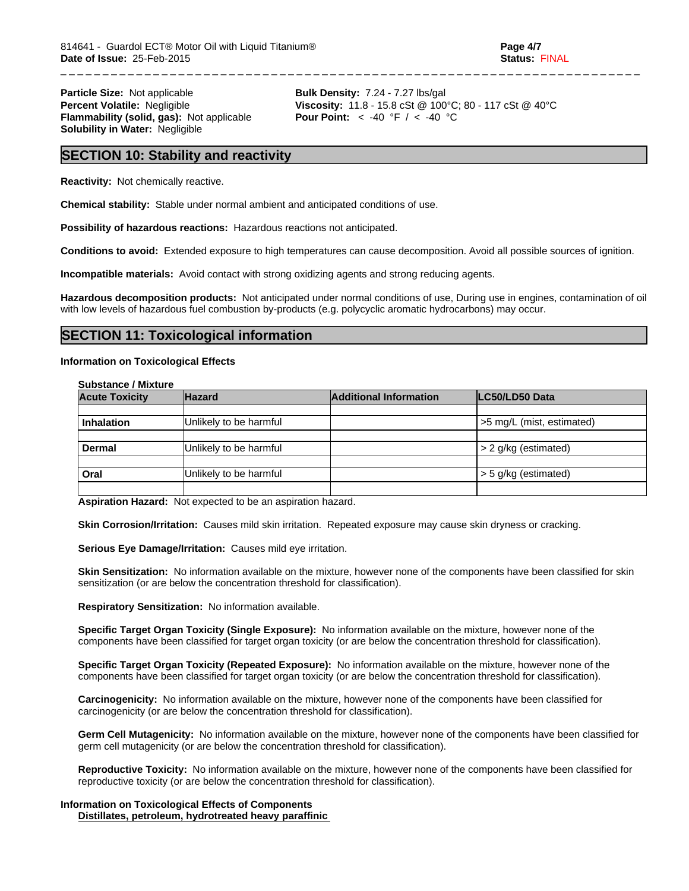**Particle Size:** Not applicable
**Percent Volatile:** Negligible
**Flammability (solid, gas):** Not applicable
**Solubility in Water:** Negligible

**Bulk Density:** 7.24 - 7.27 lbs/gal
**Viscosity:** 11.8 - 15.8 cSt @ 100°C; 80 - 117 cSt @ 40°C
**Pour Point:** < -40 °F / < -40 °C

## SECTION 10: Stability and reactivity

**Reactivity:** Not chemically reactive.

**Chemical stability:** Stable under normal ambient and anticipated conditions of use.

**Possibility of hazardous reactions:** Hazardous reactions not anticipated.

**Conditions to avoid:** Extended exposure to high temperatures can cause decomposition. Avoid all possible sources of ignition.

**Incompatible materials:** Avoid contact with strong oxidizing agents and strong reducing agents.

**Hazardous decomposition products:** Not anticipated under normal conditions of use, During use in engines, contamination of oil with low levels of hazardous fuel combustion by-products (e.g. polycyclic aromatic hydrocarbons) may occur.

## SECTION 11: Toxicological information

**Information on Toxicological Effects**

**Substance / Mixture**

| Acute Toxicity | Hazard | Additional Information | LC50/LD50 Data |
|---|---|---|---|
| **Inhalation** | Unlikely to be harmful | | >5 mg/L (mist, estimated) |
| **Dermal** | Unlikely to be harmful | | > 2 g/kg (estimated) |
| **Oral** | Unlikely to be harmful | | > 5 g/kg (estimated) |

**Aspiration Hazard:** Not expected to be an aspiration hazard.

**Skin Corrosion/Irritation:** Causes mild skin irritation. Repeated exposure may cause skin dryness or cracking.

**Serious Eye Damage/Irritation:** Causes mild eye irritation.

**Skin Sensitization:** No information available on the mixture, however none of the components have been classified for skin sensitization (or are below the concentration threshold for classification).

**Respiratory Sensitization:** No information available.

**Specific Target Organ Toxicity (Single Exposure):** No information available on the mixture, however none of the components have been classified for target organ toxicity (or are below the concentration threshold for classification).

**Specific Target Organ Toxicity (Repeated Exposure):** No information available on the mixture, however none of the components have been classified for target organ toxicity (or are below the concentration threshold for classification).

**Carcinogenicity:** No information available on the mixture, however none of the components have been classified for carcinogenicity (or are below the concentration threshold for classification).

**Germ Cell Mutagenicity:** No information available on the mixture, however none of the components have been classified for germ cell mutagenicity (or are below the concentration threshold for classification).

**Reproductive Toxicity:** No information available on the mixture, however none of the components have been classified for reproductive toxicity (or are below the concentration threshold for classification).

**Information on Toxicological Effects of Components**

**Distillates, petroleum, hydrotreated heavy paraffinic**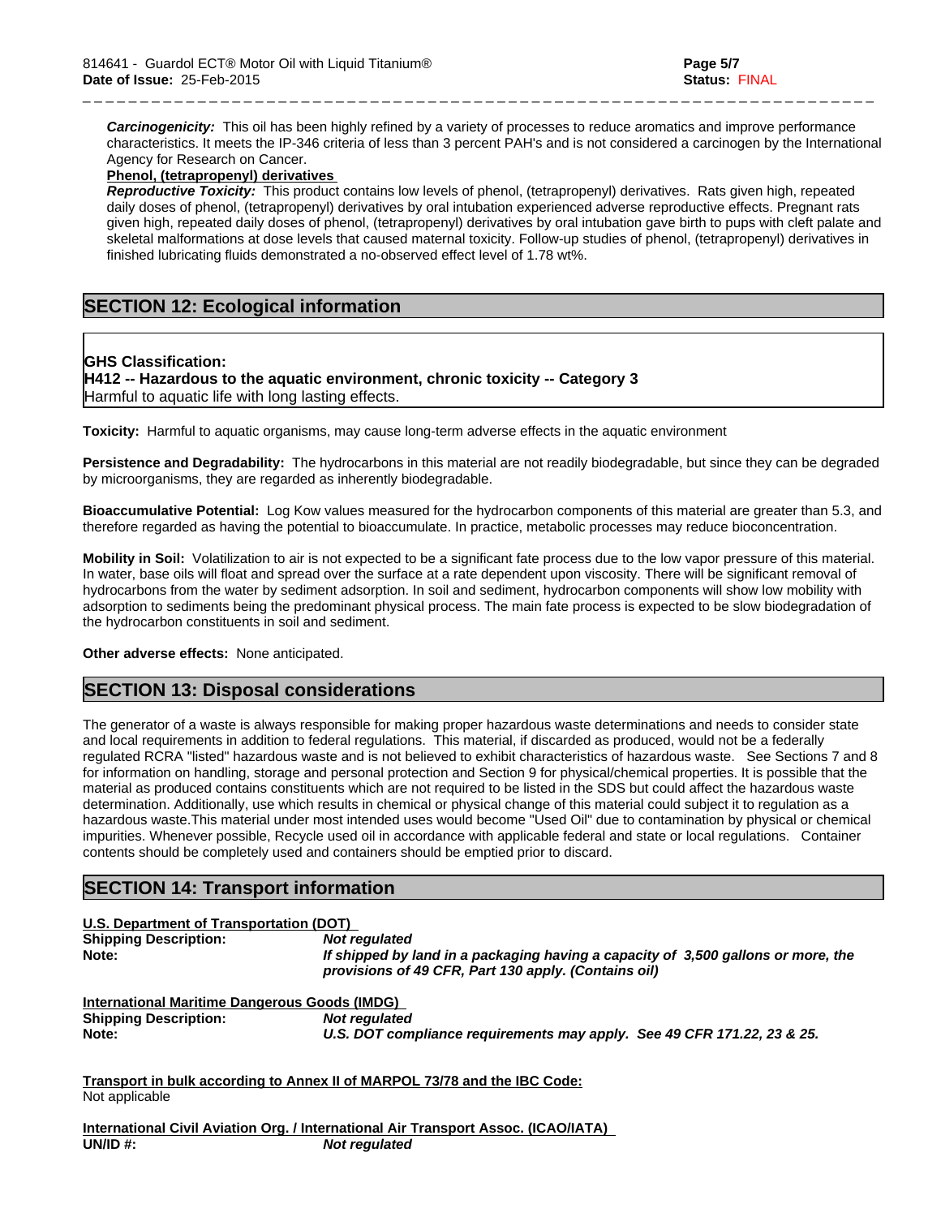***Carcinogenicity:*** This oil has been highly refined by a variety of processes to reduce aromatics and improve performance characteristics. It meets the IP-346 criteria of less than 3 percent PAH's and is not considered a carcinogen by the International Agency for Research on Cancer.

**Phenol, (tetrapropenyl) derivatives**

***Reproductive Toxicity:*** This product contains low levels of phenol, (tetrapropenyl) derivatives. Rats given high, repeated daily doses of phenol, (tetrapropenyl) derivatives by oral intubation experienced adverse reproductive effects. Pregnant rats given high, repeated daily doses of phenol, (tetrapropenyl) derivatives by oral intubation gave birth to pups with cleft palate and skeletal malformations at dose levels that caused maternal toxicity. Follow-up studies of phenol, (tetrapropenyl) derivatives in finished lubricating fluids demonstrated a no-observed effect level of 1.78 wt%.

## SECTION 12: Ecological information

**GHS Classification:**
**H412 -- Hazardous to the aquatic environment, chronic toxicity -- Category 3**
Harmful to aquatic life with long lasting effects.

**Toxicity:** Harmful to aquatic organisms, may cause long-term adverse effects in the aquatic environment

**Persistence and Degradability:** The hydrocarbons in this material are not readily biodegradable, but since they can be degraded by microorganisms, they are regarded as inherently biodegradable.

**Bioaccumulative Potential:** Log Kow values measured for the hydrocarbon components of this material are greater than 5.3, and therefore regarded as having the potential to bioaccumulate. In practice, metabolic processes may reduce bioconcentration.

**Mobility in Soil:** Volatilization to air is not expected to be a significant fate process due to the low vapor pressure of this material. In water, base oils will float and spread over the surface at a rate dependent upon viscosity. There will be significant removal of hydrocarbons from the water by sediment adsorption. In soil and sediment, hydrocarbon components will show low mobility with adsorption to sediments being the predominant physical process. The main fate process is expected to be slow biodegradation of the hydrocarbon constituents in soil and sediment.

**Other adverse effects:** None anticipated.

## SECTION 13: Disposal considerations

The generator of a waste is always responsible for making proper hazardous waste determinations and needs to consider state and local requirements in addition to federal regulations. This material, if discarded as produced, would not be a federally regulated RCRA "listed" hazardous waste and is not believed to exhibit characteristics of hazardous waste. See Sections 7 and 8 for information on handling, storage and personal protection and Section 9 for physical/chemical properties. It is possible that the material as produced contains constituents which are not required to be listed in the SDS but could affect the hazardous waste determination. Additionally, use which results in chemical or physical change of this material could subject it to regulation as a hazardous waste.This material under most intended uses would become "Used Oil" due to contamination by physical or chemical impurities. Whenever possible, Recycle used oil in accordance with applicable federal and state or local regulations. Container contents should be completely used and containers should be emptied prior to discard.

## SECTION 14: Transport information

**U.S. Department of Transportation (DOT)**

**Shipping Description:** ***Not regulated***

**Note:** ***If shipped by land in a packaging having a capacity of 3,500 gallons or more, the provisions of 49 CFR, Part 130 apply. (Contains oil)***

**International Maritime Dangerous Goods (IMDG)**

**Shipping Description:** ***Not regulated***

**Note:** ***U.S. DOT compliance requirements may apply. See 49 CFR 171.22, 23 & 25.***

**Transport in bulk according to Annex II of MARPOL 73/78 and the IBC Code:**
Not applicable

**International Civil Aviation Org. / International Air Transport Assoc. (ICAO/IATA)**

**UN/ID #:** ***Not regulated***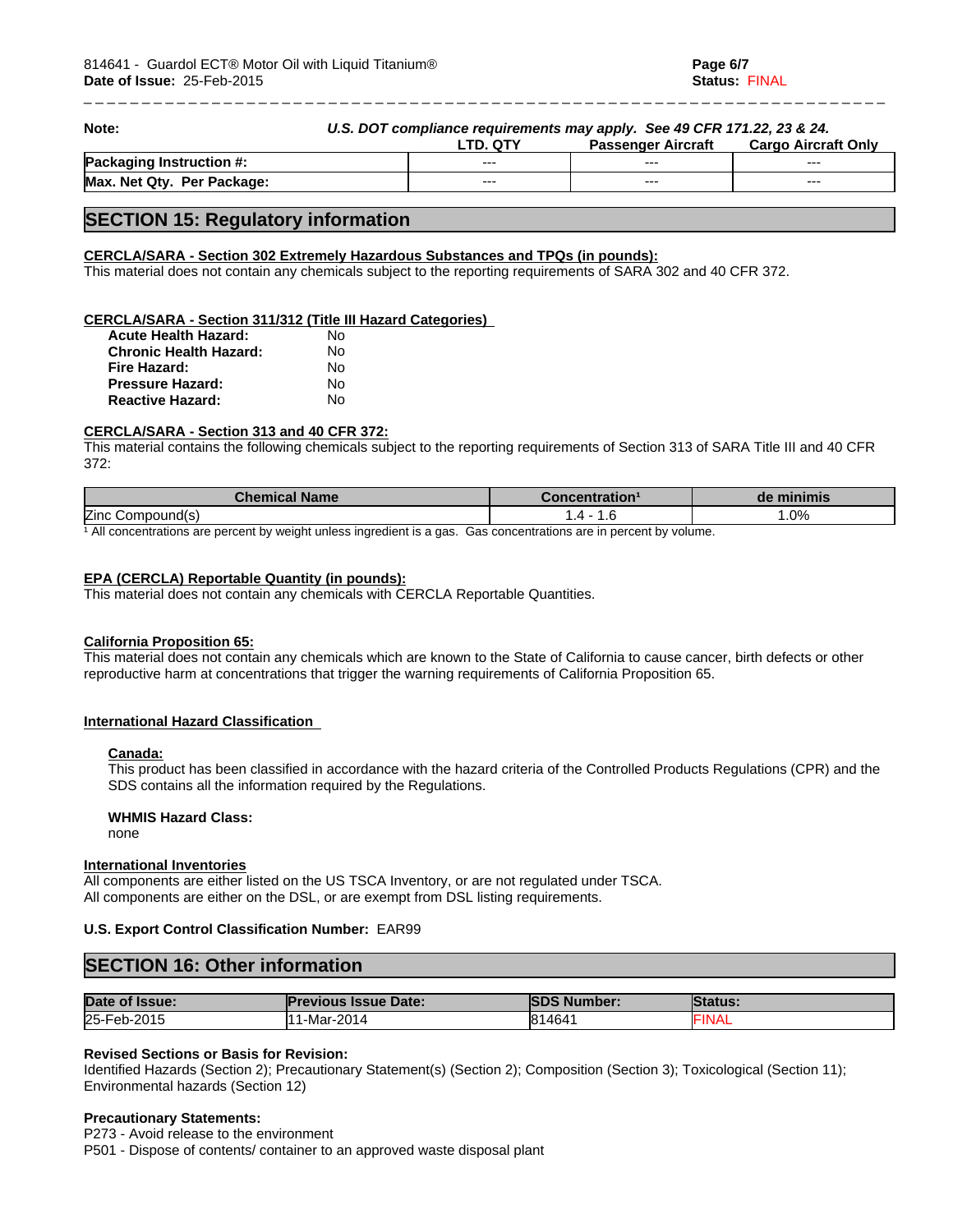**Note:** *U.S. DOT compliance requirements may apply. See 49 CFR 171.22, 23 & 24.*

| | LTD. QTY | Passenger Aircraft | Cargo Aircraft Only |
|---|---|---|---|
| **Packaging Instruction #:** | --- | --- | --- |
| **Max. Net Qty. Per Package:** | --- | --- | --- |

## SECTION 15: Regulatory information

**CERCLA/SARA - Section 302 Extremely Hazardous Substances and TPQs (in pounds):**
This material does not contain any chemicals subject to the reporting requirements of SARA 302 and 40 CFR 372.

**CERCLA/SARA - Section 311/312 (Title III Hazard Categories)**

| | |
|---|---|
| **Acute Health Hazard:** | No |
| **Chronic Health Hazard:** | No |
| **Fire Hazard:** | No |
| **Pressure Hazard:** | No |
| **Reactive Hazard:** | No |

**CERCLA/SARA - Section 313 and 40 CFR 372:**
This material contains the following chemicals subject to the reporting requirements of Section 313 of SARA Title III and 40 CFR 372:

| Chemical Name | Concentration[1] | de minimis |
|---|---|---|
| Zinc Compound(s) | 1.4 - 1.6 | 1.0% |

[1] All concentrations are percent by weight unless ingredient is a gas. Gas concentrations are in percent by volume.

**EPA (CERCLA) Reportable Quantity (in pounds):**
This material does not contain any chemicals with CERCLA Reportable Quantities.

**California Proposition 65:**
This material does not contain any chemicals which are known to the State of California to cause cancer, birth defects or other reproductive harm at concentrations that trigger the warning requirements of California Proposition 65.

**International Hazard Classification**

**Canada:**
This product has been classified in accordance with the hazard criteria of the Controlled Products Regulations (CPR) and the SDS contains all the information required by the Regulations.

**WHMIS Hazard Class:**
none

**International Inventories**
All components are either listed on the US TSCA Inventory, or are not regulated under TSCA.
All components are either on the DSL, or are exempt from DSL listing requirements.

**U.S. Export Control Classification Number:** EAR99

## SECTION 16: Other information

| Date of Issue: | Previous Issue Date: | SDS Number: | Status: |
|---|---|---|---|
| 25-Feb-2015 | 11-Mar-2014 | 814641 | FINAL |

**Revised Sections or Basis for Revision:**
Identified Hazards (Section 2); Precautionary Statement(s) (Section 2); Composition (Section 3); Toxicological (Section 11); Environmental hazards (Section 12)

**Precautionary Statements:**
P273 - Avoid release to the environment
P501 - Dispose of contents/ container to an approved waste disposal plant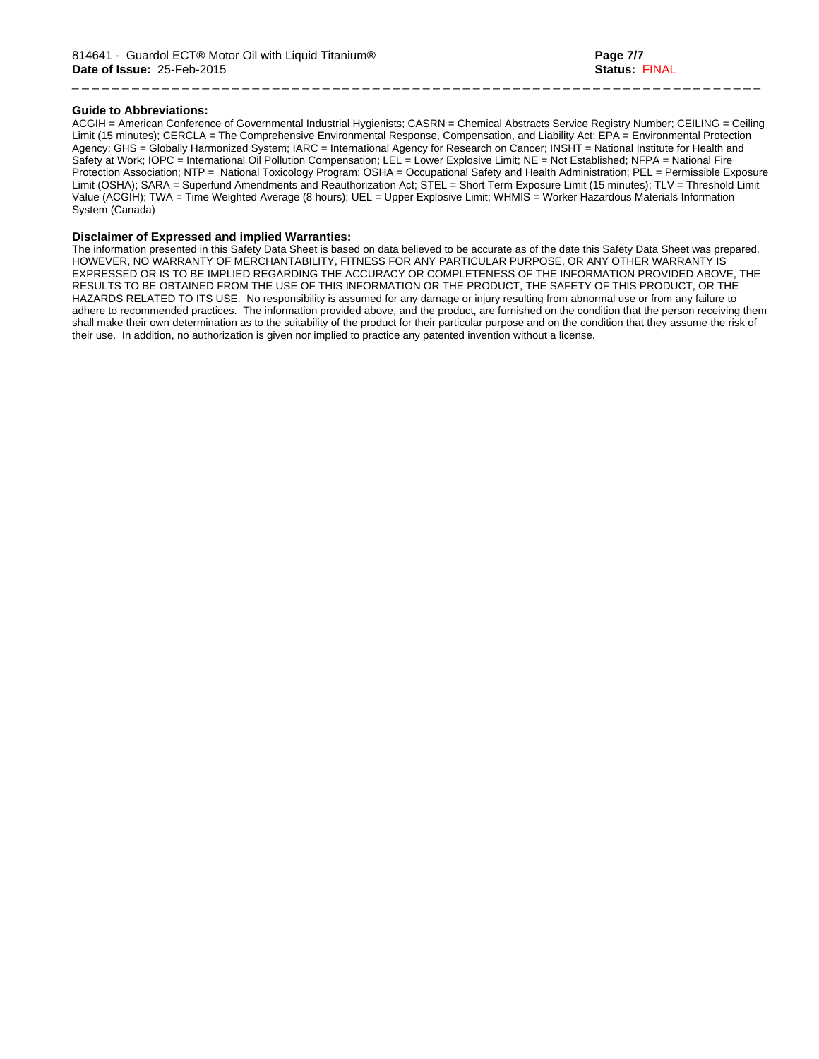### Guide to Abbreviations:

ACGIH = American Conference of Governmental Industrial Hygienists; CASRN = Chemical Abstracts Service Registry Number; CEILING = Ceiling Limit (15 minutes); CERCLA = The Comprehensive Environmental Response, Compensation, and Liability Act; EPA = Environmental Protection Agency; GHS = Globally Harmonized System; IARC = International Agency for Research on Cancer; INSHT = National Institute for Health and Safety at Work; IOPC = International Oil Pollution Compensation; LEL = Lower Explosive Limit; NE = Not Established; NFPA = National Fire Protection Association; NTP = National Toxicology Program; OSHA = Occupational Safety and Health Administration; PEL = Permissible Exposure Limit (OSHA); SARA = Superfund Amendments and Reauthorization Act; STEL = Short Term Exposure Limit (15 minutes); TLV = Threshold Limit Value (ACGIH); TWA = Time Weighted Average (8 hours); UEL = Upper Explosive Limit; WHMIS = Worker Hazardous Materials Information System (Canada)

### Disclaimer of Expressed and implied Warranties:

The information presented in this Safety Data Sheet is based on data believed to be accurate as of the date this Safety Data Sheet was prepared. HOWEVER, NO WARRANTY OF MERCHANTABILITY, FITNESS FOR ANY PARTICULAR PURPOSE, OR ANY OTHER WARRANTY IS EXPRESSED OR IS TO BE IMPLIED REGARDING THE ACCURACY OR COMPLETENESS OF THE INFORMATION PROVIDED ABOVE, THE RESULTS TO BE OBTAINED FROM THE USE OF THIS INFORMATION OR THE PRODUCT, THE SAFETY OF THIS PRODUCT, OR THE HAZARDS RELATED TO ITS USE. No responsibility is assumed for any damage or injury resulting from abnormal use or from any failure to adhere to recommended practices. The information provided above, and the product, are furnished on the condition that the person receiving them shall make their own determination as to the suitability of the product for their particular purpose and on the condition that they assume the risk of their use. In addition, no authorization is given nor implied to practice any patented invention without a license.